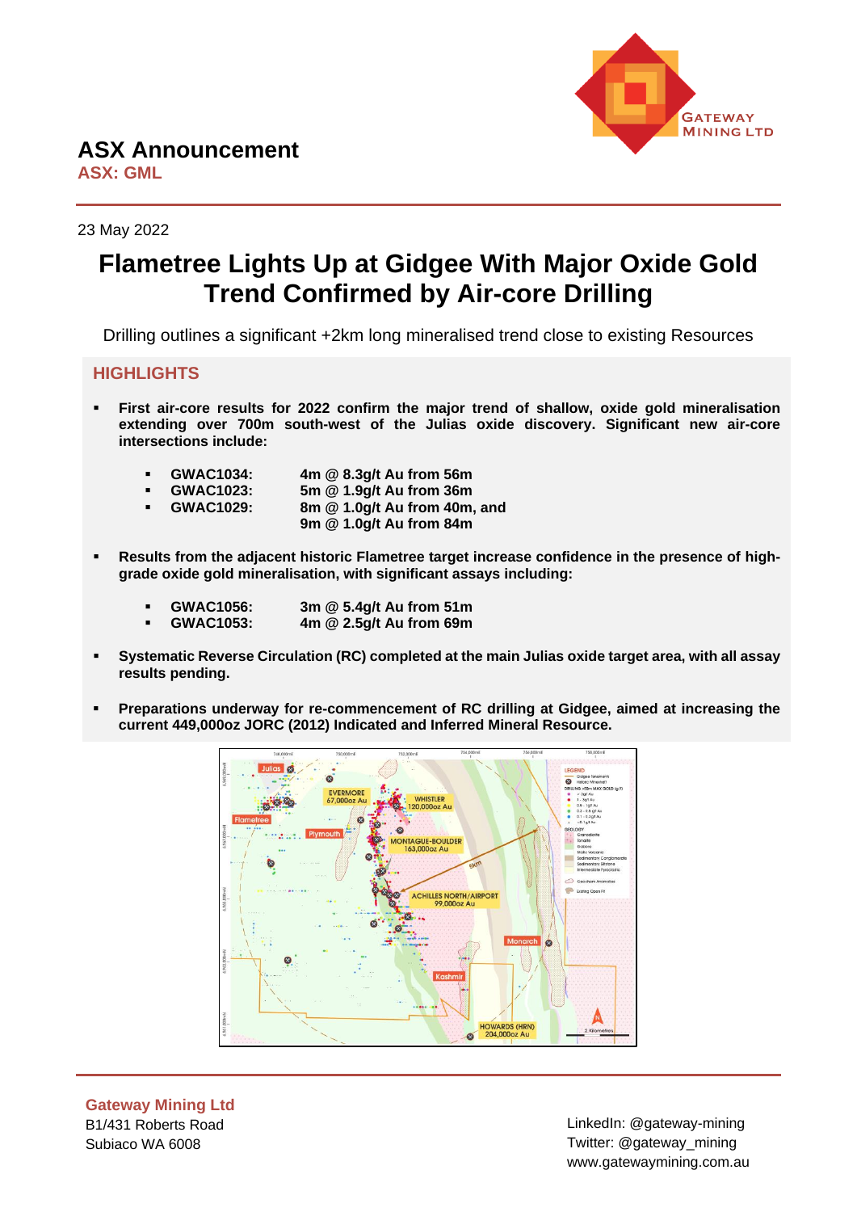# ASX Announcement

**ASX: GML**

23 May 2022

# Flametree Lights Up at Gidgee With Major Oxide Gold Trend Confirmed by Air-core Drilling

Drilling outlines a significant +2km long mineralised trend close to existing Resources

## HIGHLIGHTS

- **First air-core results for 2022 confirm the major trend of shallow, oxide gold mineralisation extending over 700m south-west of the Julias oxide discovery. Significant new air-core intersections include:**
  - **GWAC1034: 4m @ 8.3g/t Au from 56m**
  - **GWAC1023: 5m @ 1.9g/t Au from 36m**
  - **GWAC1029: 8m @ 1.0g/t Au from 40m, and 9m @ 1.0g/t Au from 84m**
- **Results from the adjacent historic Flametree target increase confidence in the presence of high-grade oxide gold mineralisation, with significant assays including:**
  - **GWAC1056: 3m @ 5.4g/t Au from 51m**
  - **GWAC1053: 4m @ 2.5g/t Au from 69m**
- **Systematic Reverse Circulation (RC) completed at the main Julias oxide target area, with all assay results pending.**
- **Preparations underway for re-commencement of RC drilling at Gidgee, aimed at increasing the current 449,000oz JORC (2012) Indicated and Inferred Mineral Resource.**

**Gateway Mining Ltd**
B1/431 Roberts Road
Subiaco WA 6008

LinkedIn: @gateway-mining
Twitter: @gateway_mining
www.gatewaymining.com.au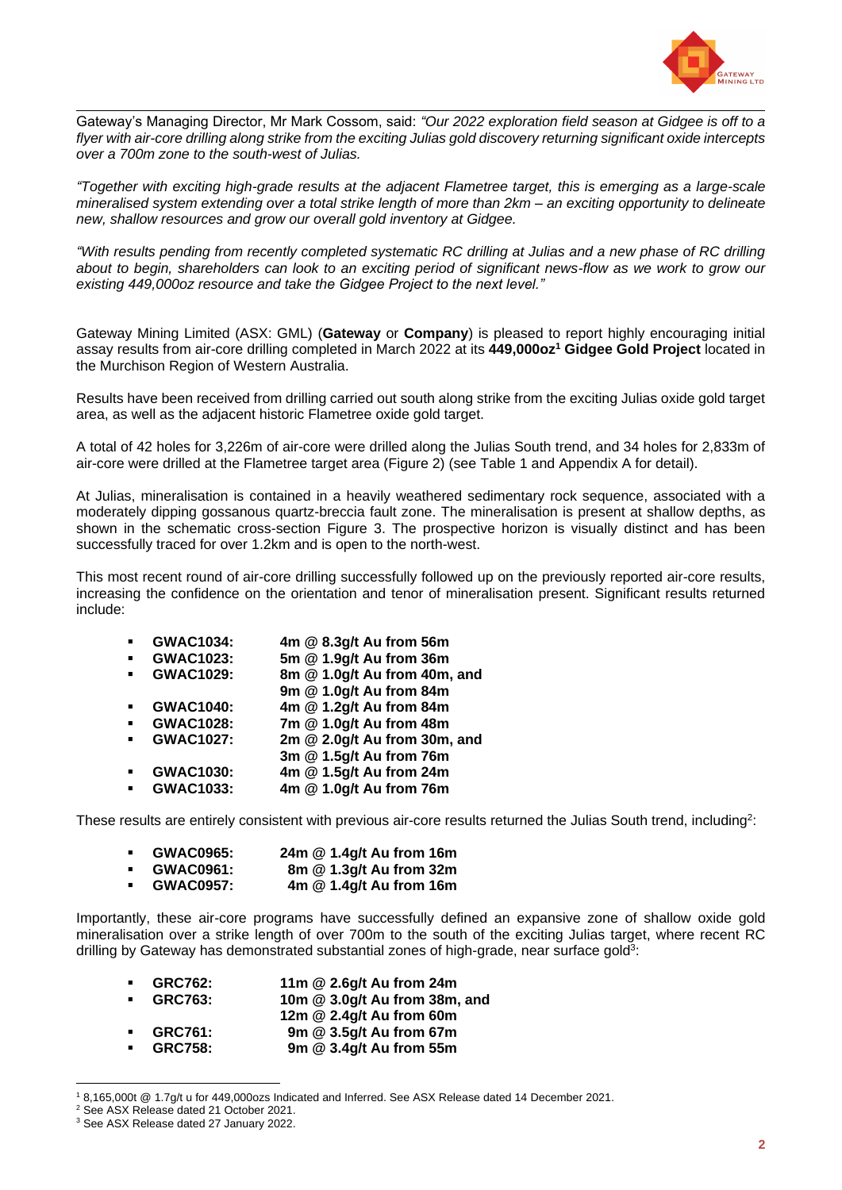Gateway's Managing Director, Mr Mark Cossom, said: *"Our 2022 exploration field season at Gidgee is off to a flyer with air-core drilling along strike from the exciting Julias gold discovery returning significant oxide intercepts over a 700m zone to the south-west of Julias.*

*"Together with exciting high-grade results at the adjacent Flametree target, this is emerging as a large-scale mineralised system extending over a total strike length of more than 2km – an exciting opportunity to delineate new, shallow resources and grow our overall gold inventory at Gidgee.*

*"With results pending from recently completed systematic RC drilling at Julias and a new phase of RC drilling about to begin, shareholders can look to an exciting period of significant news-flow as we work to grow our existing 449,000oz resource and take the Gidgee Project to the next level."*

Gateway Mining Limited (ASX: GML) (**Gateway** or **Company**) is pleased to report highly encouraging initial assay results from air-core drilling completed in March 2022 at its **449,000oz[1] Gidgee Gold Project** located in the Murchison Region of Western Australia.

Results have been received from drilling carried out south along strike from the exciting Julias oxide gold target area, as well as the adjacent historic Flametree oxide gold target.

A total of 42 holes for 3,226m of air-core were drilled along the Julias South trend, and 34 holes for 2,833m of air-core were drilled at the Flametree target area (Figure 2) (see Table 1 and Appendix A for detail).

At Julias, mineralisation is contained in a heavily weathered sedimentary rock sequence, associated with a moderately dipping gossanous quartz-breccia fault zone. The mineralisation is present at shallow depths, as shown in the schematic cross-section Figure 3. The prospective horizon is visually distinct and has been successfully traced for over 1.2km and is open to the north-west.

This most recent round of air-core drilling successfully followed up on the previously reported air-core results, increasing the confidence on the orientation and tenor of mineralisation present. Significant results returned include:

- **GWAC1034:** **4m @ 8.3g/t Au from 56m**
- **GWAC1023:** **5m @ 1.9g/t Au from 36m**
- **GWAC1029:** **8m @ 1.0g/t Au from 40m, and**
  **9m @ 1.0g/t Au from 84m**
- **GWAC1040:** **4m @ 1.2g/t Au from 84m**
- **GWAC1028:** **7m @ 1.0g/t Au from 48m**
- **GWAC1027:** **2m @ 2.0g/t Au from 30m, and**
  **3m @ 1.5g/t Au from 76m**
- **GWAC1030:** **4m @ 1.5g/t Au from 24m**
- **GWAC1033:** **4m @ 1.0g/t Au from 76m**

These results are entirely consistent with previous air-core results returned the Julias South trend, including[2]:

- **GWAC0965:** **24m @ 1.4g/t Au from 16m**
- **GWAC0961:** **8m @ 1.3g/t Au from 32m**
- **GWAC0957:** **4m @ 1.4g/t Au from 16m**

Importantly, these air-core programs have successfully defined an expansive zone of shallow oxide gold mineralisation over a strike length of over 700m to the south of the exciting Julias target, where recent RC drilling by Gateway has demonstrated substantial zones of high-grade, near surface gold[3]:

- **GRC762:** **11m @ 2.6g/t Au from 24m**
- **GRC763:** **10m @ 3.0g/t Au from 38m, and**
  **12m @ 2.4g/t Au from 60m**
- **GRC761:** **9m @ 3.5g/t Au from 67m**
- **GRC758:** **9m @ 3.4g/t Au from 55m**

---

[1] 8,165,000t @ 1.7g/t u for 449,000ozs Indicated and Inferred. See ASX Release dated 14 December 2021.
[2] See ASX Release dated 21 October 2021.
[3] See ASX Release dated 27 January 2022.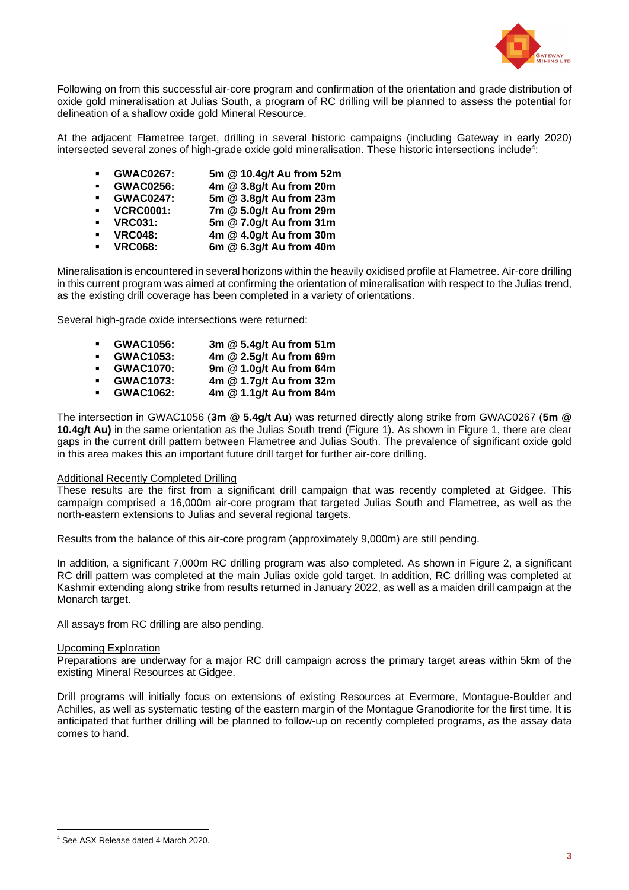Following on from this successful air-core program and confirmation of the orientation and grade distribution of oxide gold mineralisation at Julias South, a program of RC drilling will be planned to assess the potential for delineation of a shallow oxide gold Mineral Resource.

At the adjacent Flametree target, drilling in several historic campaigns (including Gateway in early 2020) intersected several zones of high-grade oxide gold mineralisation. These historic intersections include[4]:

- **GWAC0267: 5m @ 10.4g/t Au from 52m**
- **GWAC0256: 4m @ 3.8g/t Au from 20m**
- **GWAC0247: 5m @ 3.8g/t Au from 23m**
- **VCRC0001: 7m @ 5.0g/t Au from 29m**
- **VRC031: 5m @ 7.0g/t Au from 31m**
- **VRC048: 4m @ 4.0g/t Au from 30m**
- **VRC068: 6m @ 6.3g/t Au from 40m**

Mineralisation is encountered in several horizons within the heavily oxidised profile at Flametree. Air-core drilling in this current program was aimed at confirming the orientation of mineralisation with respect to the Julias trend, as the existing drill coverage has been completed in a variety of orientations.

Several high-grade oxide intersections were returned:

- **GWAC1056: 3m @ 5.4g/t Au from 51m**
- **GWAC1053: 4m @ 2.5g/t Au from 69m**
- **GWAC1070: 9m @ 1.0g/t Au from 64m**
- **GWAC1073: 4m @ 1.7g/t Au from 32m**
- **GWAC1062: 4m @ 1.1g/t Au from 84m**

The intersection in GWAC1056 (**3m @ 5.4g/t Au**) was returned directly along strike from GWAC0267 (**5m @ 10.4g/t Au)** in the same orientation as the Julias South trend (Figure 1). As shown in Figure 1, there are clear gaps in the current drill pattern between Flametree and Julias South. The prevalence of significant oxide gold in this area makes this an important future drill target for further air-core drilling.

## Additional Recently Completed Drilling

These results are the first from a significant drill campaign that was recently completed at Gidgee. This campaign comprised a 16,000m air-core program that targeted Julias South and Flametree, as well as the north-eastern extensions to Julias and several regional targets.

Results from the balance of this air-core program (approximately 9,000m) are still pending.

In addition, a significant 7,000m RC drilling program was also completed. As shown in Figure 2, a significant RC drill pattern was completed at the main Julias oxide gold target. In addition, RC drilling was completed at Kashmir extending along strike from results returned in January 2022, as well as a maiden drill campaign at the Monarch target.

All assays from RC drilling are also pending.

## Upcoming Exploration

Preparations are underway for a major RC drill campaign across the primary target areas within 5km of the existing Mineral Resources at Gidgee.

Drill programs will initially focus on extensions of existing Resources at Evermore, Montague-Boulder and Achilles, as well as systematic testing of the eastern margin of the Montague Granodiorite for the first time. It is anticipated that further drilling will be planned to follow-up on recently completed programs, as the assay data comes to hand.

---

[4] See ASX Release dated 4 March 2020.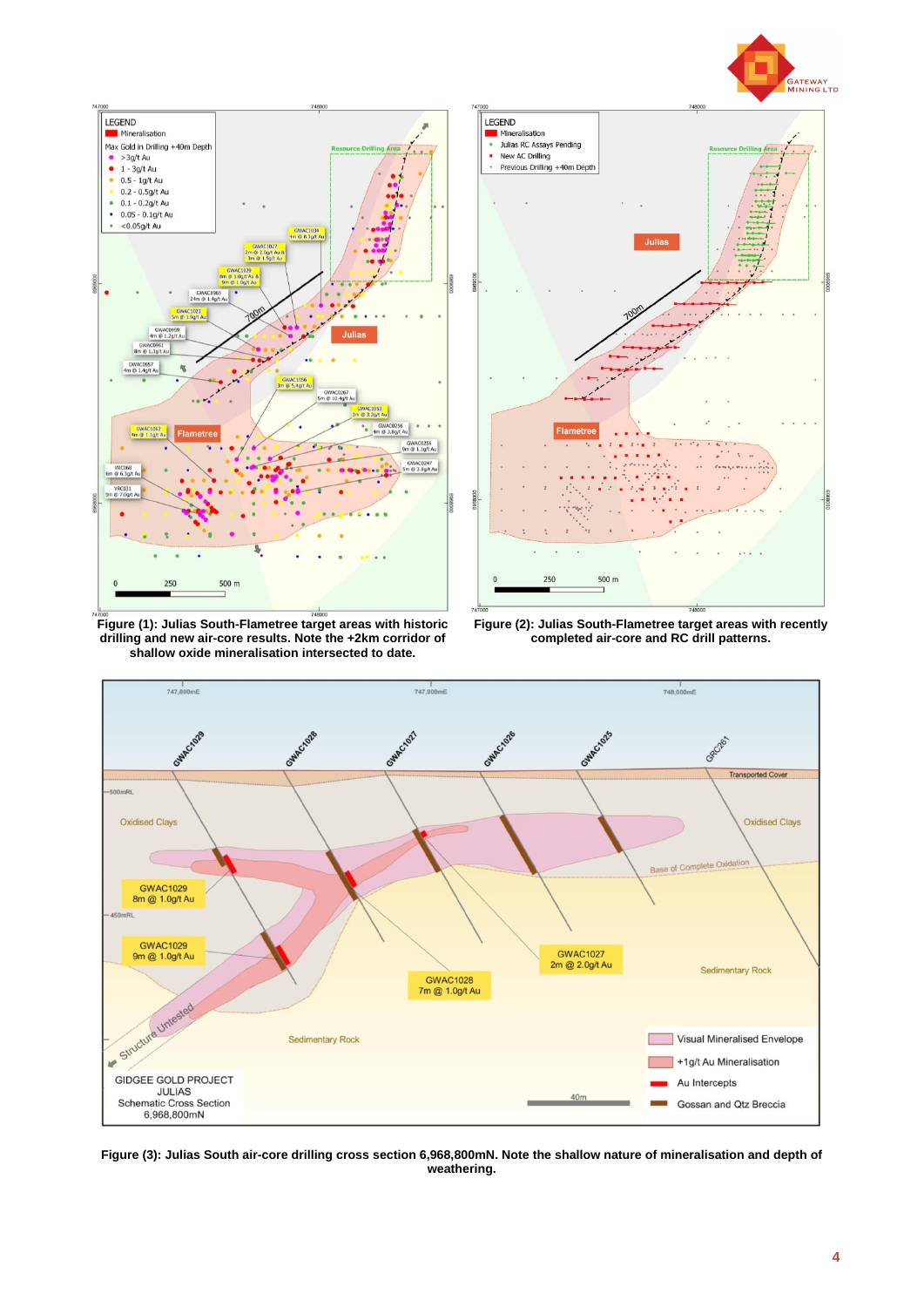**Figure (1): Julias South-Flametree target areas with historic drilling and new air-core results. Note the +2km corridor of shallow oxide mineralisation intersected to date.**

**Figure (2): Julias South-Flametree target areas with recently completed air-core and RC drill patterns.**

**Figure (3): Julias South air-core drilling cross section 6,968,800mN. Note the shallow nature of mineralisation and depth of weathering.**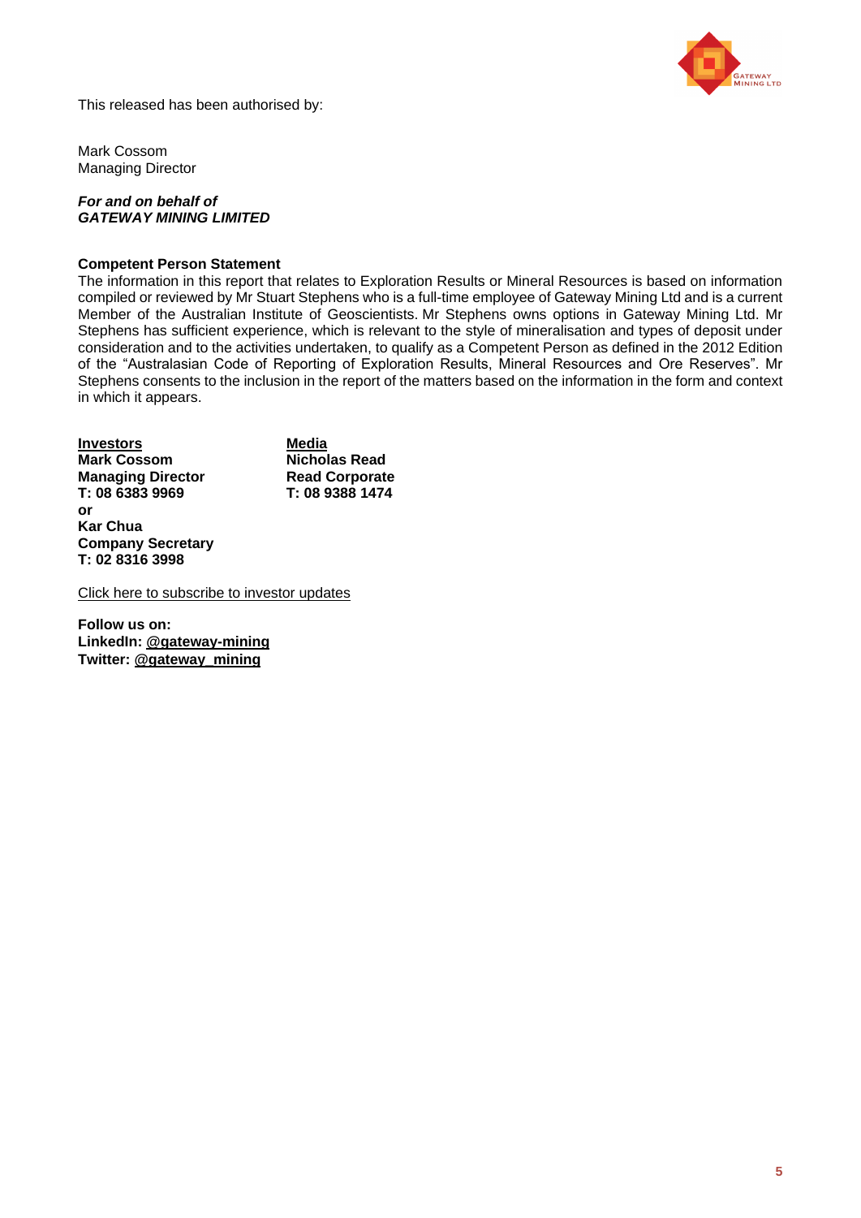This released has been authorised by:

Mark Cossom
Managing Director

***For and on behalf of***
***GATEWAY MINING LIMITED***

**Competent Person Statement**

The information in this report that relates to Exploration Results or Mineral Resources is based on information compiled or reviewed by Mr Stuart Stephens who is a full-time employee of Gateway Mining Ltd and is a current Member of the Australian Institute of Geoscientists. Mr Stephens owns options in Gateway Mining Ltd. Mr Stephens has sufficient experience, which is relevant to the style of mineralisation and types of deposit under consideration and to the activities undertaken, to qualify as a Competent Person as defined in the 2012 Edition of the "Australasian Code of Reporting of Exploration Results, Mineral Resources and Ore Reserves". Mr Stephens consents to the inclusion in the report of the matters based on the information in the form and context in which it appears.

**Investors**
**Mark Cossom**
**Managing Director**
**T: 08 6383 9969**
**or**
**Kar Chua**
**Company Secretary**
**T: 02 8316 3998**

**Media**
**Nicholas Read**
**Read Corporate**
**T: 08 9388 1474**

Click here to subscribe to investor updates

**Follow us on:**
**LinkedIn: @gateway-mining**
**Twitter: @gateway_mining**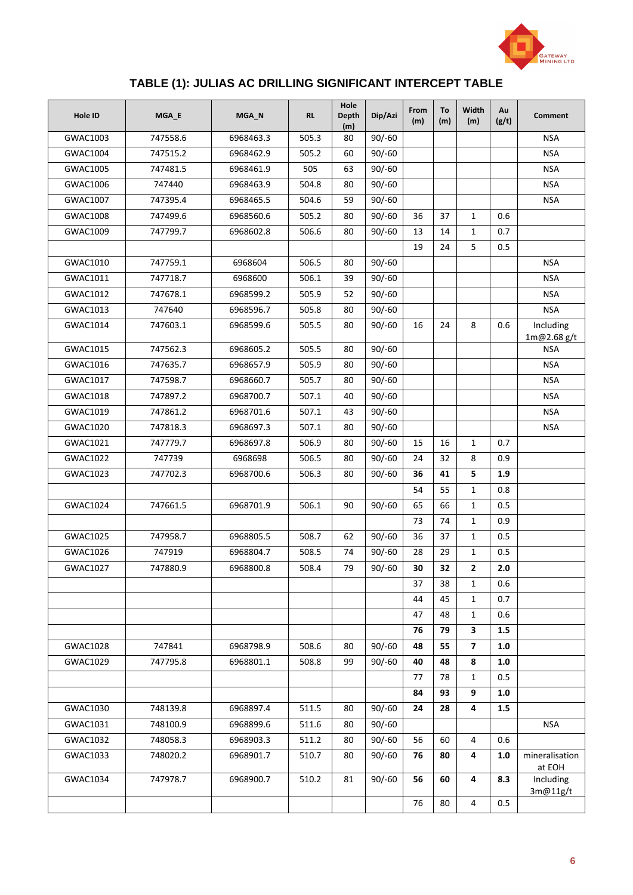## TABLE (1): JULIAS AC DRILLING SIGNIFICANT INTERCEPT TABLE

| Hole ID | MGA_E | MGA_N | RL | Hole Depth (m) | Dip/Azi | From (m) | To (m) | Width (m) | Au (g/t) | Comment |
|---|---|---|---|---|---|---|---|---|---|---|
| GWAC1003 | 747558.6 | 6968463.3 | 505.3 | 80 | 90/-60 | | | | | NSA |
| GWAC1004 | 747515.2 | 6968462.9 | 505.2 | 60 | 90/-60 | | | | | NSA |
| GWAC1005 | 747481.5 | 6968461.9 | 505 | 63 | 90/-60 | | | | | NSA |
| GWAC1006 | 747440 | 6968463.9 | 504.8 | 80 | 90/-60 | | | | | NSA |
| GWAC1007 | 747395.4 | 6968465.5 | 504.6 | 59 | 90/-60 | | | | | NSA |
| GWAC1008 | 747499.6 | 6968560.6 | 505.2 | 80 | 90/-60 | 36 | 37 | 1 | 0.6 | |
| GWAC1009 | 747799.7 | 6968602.8 | 506.6 | 80 | 90/-60 | 13 | 14 | 1 | 0.7 | |
| | | | | | | 19 | 24 | 5 | 0.5 | |
| GWAC1010 | 747759.1 | 6968604 | 506.5 | 80 | 90/-60 | | | | | NSA |
| GWAC1011 | 747718.7 | 6968600 | 506.1 | 39 | 90/-60 | | | | | NSA |
| GWAC1012 | 747678.1 | 6968599.2 | 505.9 | 52 | 90/-60 | | | | | NSA |
| GWAC1013 | 747640 | 6968596.7 | 505.8 | 80 | 90/-60 | | | | | NSA |
| GWAC1014 | 747603.1 | 6968599.6 | 505.5 | 80 | 90/-60 | 16 | 24 | 8 | 0.6 | Including 1m@2.68 g/t |
| GWAC1015 | 747562.3 | 6968605.2 | 505.5 | 80 | 90/-60 | | | | | NSA |
| GWAC1016 | 747635.7 | 6968657.9 | 505.9 | 80 | 90/-60 | | | | | NSA |
| GWAC1017 | 747598.7 | 6968660.7 | 505.7 | 80 | 90/-60 | | | | | NSA |
| GWAC1018 | 747897.2 | 6968700.7 | 507.1 | 40 | 90/-60 | | | | | NSA |
| GWAC1019 | 747861.2 | 6968701.6 | 507.1 | 43 | 90/-60 | | | | | NSA |
| GWAC1020 | 747818.3 | 6968697.3 | 507.1 | 80 | 90/-60 | | | | | NSA |
| GWAC1021 | 747779.7 | 6968697.8 | 506.9 | 80 | 90/-60 | 15 | 16 | 1 | 0.7 | |
| GWAC1022 | 747739 | 6968698 | 506.5 | 80 | 90/-60 | 24 | 32 | 8 | 0.9 | |
| GWAC1023 | 747702.3 | 6968700.6 | 506.3 | 80 | 90/-60 | **36** | **41** | **5** | **1.9** | |
| | | | | | | 54 | 55 | 1 | 0.8 | |
| GWAC1024 | 747661.5 | 6968701.9 | 506.1 | 90 | 90/-60 | 65 | 66 | 1 | 0.5 | |
| | | | | | | 73 | 74 | 1 | 0.9 | |
| GWAC1025 | 747958.7 | 6968805.5 | 508.7 | 62 | 90/-60 | 36 | 37 | 1 | 0.5 | |
| GWAC1026 | 747919 | 6968804.7 | 508.5 | 74 | 90/-60 | 28 | 29 | 1 | 0.5 | |
| GWAC1027 | 747880.9 | 6968800.8 | 508.4 | 79 | 90/-60 | **30** | **32** | **2** | **2.0** | |
| | | | | | | 37 | 38 | 1 | 0.6 | |
| | | | | | | 44 | 45 | 1 | 0.7 | |
| | | | | | | 47 | 48 | 1 | 0.6 | |
| | | | | | | **76** | **79** | **3** | **1.5** | |
| GWAC1028 | 747841 | 6968798.9 | 508.6 | 80 | 90/-60 | **48** | **55** | **7** | **1.0** | |
| GWAC1029 | 747795.8 | 6968801.1 | 508.8 | 99 | 90/-60 | **40** | **48** | **8** | **1.0** | |
| | | | | | | 77 | 78 | 1 | 0.5 | |
| | | | | | | **84** | **93** | **9** | **1.0** | |
| GWAC1030 | 748139.8 | 6968897.4 | 511.5 | 80 | 90/-60 | **24** | **28** | **4** | **1.5** | |
| GWAC1031 | 748100.9 | 6968899.6 | 511.6 | 80 | 90/-60 | | | | | NSA |
| GWAC1032 | 748058.3 | 6968903.3 | 511.2 | 80 | 90/-60 | 56 | 60 | 4 | 0.6 | |
| GWAC1033 | 748020.2 | 6968901.7 | 510.7 | 80 | 90/-60 | **76** | **80** | **4** | **1.0** | mineralisation at EOH |
| GWAC1034 | 747978.7 | 6968900.7 | 510.2 | 81 | 90/-60 | **56** | **60** | **4** | **8.3** | Including 3m@11g/t |
| | | | | | | 76 | 80 | 4 | 0.5 | |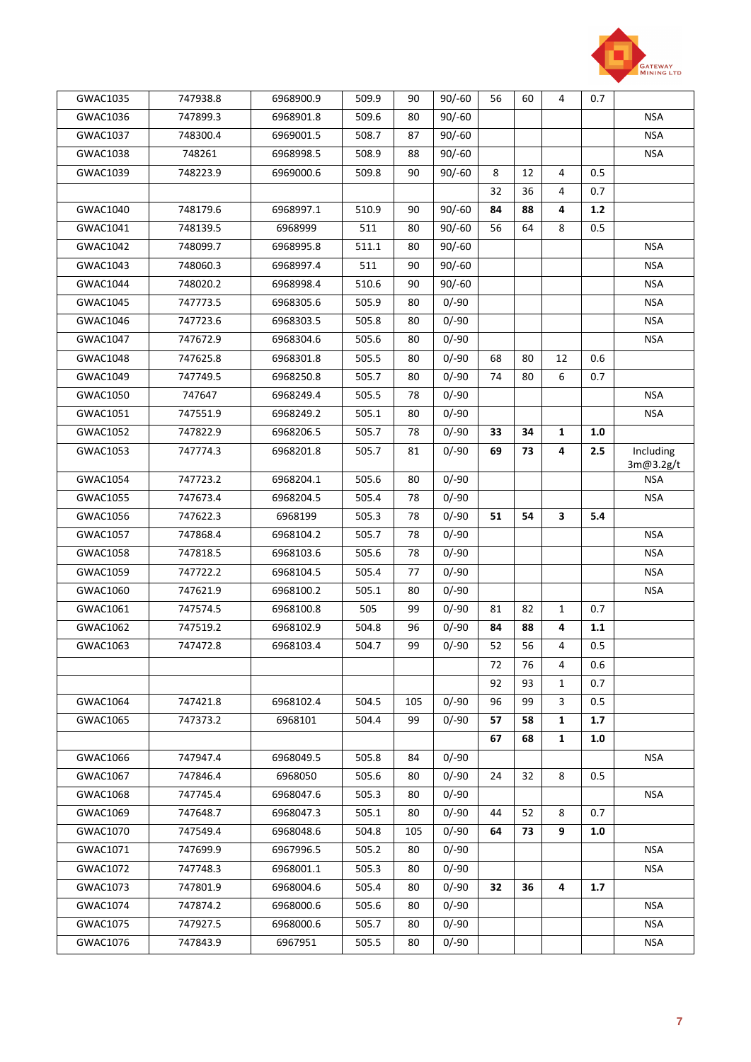| | | | | | | | | | | |
|---|---|---|---|---|---|---|---|---|---|---|
| GWAC1035 | 747938.8 | 6968900.9 | 509.9 | 90 | 90/-60 | 56 | 60 | 4 | 0.7 | |
| GWAC1036 | 747899.3 | 6968901.8 | 509.6 | 80 | 90/-60 | | | | | NSA |
| GWAC1037 | 748300.4 | 6969001.5 | 508.7 | 87 | 90/-60 | | | | | NSA |
| GWAC1038 | 748261 | 6968998.5 | 508.9 | 88 | 90/-60 | | | | | NSA |
| GWAC1039 | 748223.9 | 6969000.6 | 509.8 | 90 | 90/-60 | 8 | 12 | 4 | 0.5 | |
| | | | | | | 32 | 36 | 4 | 0.7 | |
| GWAC1040 | 748179.6 | 6968997.1 | 510.9 | 90 | 90/-60 | **84** | **88** | **4** | **1.2** | |
| GWAC1041 | 748139.5 | 6968999 | 511 | 80 | 90/-60 | 56 | 64 | 8 | 0.5 | |
| GWAC1042 | 748099.7 | 6968995.8 | 511.1 | 80 | 90/-60 | | | | | NSA |
| GWAC1043 | 748060.3 | 6968997.4 | 511 | 90 | 90/-60 | | | | | NSA |
| GWAC1044 | 748020.2 | 6968998.4 | 510.6 | 90 | 90/-60 | | | | | NSA |
| GWAC1045 | 747773.5 | 6968305.6 | 505.9 | 80 | 0/-90 | | | | | NSA |
| GWAC1046 | 747723.6 | 6968303.5 | 505.8 | 80 | 0/-90 | | | | | NSA |
| GWAC1047 | 747672.9 | 6968304.6 | 505.6 | 80 | 0/-90 | | | | | NSA |
| GWAC1048 | 747625.8 | 6968301.8 | 505.5 | 80 | 0/-90 | 68 | 80 | 12 | 0.6 | |
| GWAC1049 | 747749.5 | 6968250.8 | 505.7 | 80 | 0/-90 | 74 | 80 | 6 | 0.7 | |
| GWAC1050 | 747647 | 6968249.4 | 505.5 | 78 | 0/-90 | | | | | NSA |
| GWAC1051 | 747551.9 | 6968249.2 | 505.1 | 80 | 0/-90 | | | | | NSA |
| GWAC1052 | 747822.9 | 6968206.5 | 505.7 | 78 | 0/-90 | **33** | **34** | **1** | **1.0** | |
| GWAC1053 | 747774.3 | 6968201.8 | 505.7 | 81 | 0/-90 | **69** | **73** | **4** | **2.5** | Including 3m@3.2g/t |
| GWAC1054 | 747723.2 | 6968204.1 | 505.6 | 80 | 0/-90 | | | | | NSA |
| GWAC1055 | 747673.4 | 6968204.5 | 505.4 | 78 | 0/-90 | | | | | NSA |
| GWAC1056 | 747622.3 | 6968199 | 505.3 | 78 | 0/-90 | **51** | **54** | **3** | **5.4** | |
| GWAC1057 | 747868.4 | 6968104.2 | 505.7 | 78 | 0/-90 | | | | | NSA |
| GWAC1058 | 747818.5 | 6968103.6 | 505.6 | 78 | 0/-90 | | | | | NSA |
| GWAC1059 | 747722.2 | 6968104.5 | 505.4 | 77 | 0/-90 | | | | | NSA |
| GWAC1060 | 747621.9 | 6968100.2 | 505.1 | 80 | 0/-90 | | | | | NSA |
| GWAC1061 | 747574.5 | 6968100.8 | 505 | 99 | 0/-90 | 81 | 82 | 1 | 0.7 | |
| GWAC1062 | 747519.2 | 6968102.9 | 504.8 | 96 | 0/-90 | **84** | **88** | **4** | **1.1** | |
| GWAC1063 | 747472.8 | 6968103.4 | 504.7 | 99 | 0/-90 | 52 | 56 | 4 | 0.5 | |
| | | | | | | 72 | 76 | 4 | 0.6 | |
| | | | | | | 92 | 93 | 1 | 0.7 | |
| GWAC1064 | 747421.8 | 6968102.4 | 504.5 | 105 | 0/-90 | 96 | 99 | 3 | 0.5 | |
| GWAC1065 | 747373.2 | 6968101 | 504.4 | 99 | 0/-90 | **57** | **58** | **1** | **1.7** | |
| | | | | | | **67** | **68** | **1** | **1.0** | |
| GWAC1066 | 747947.4 | 6968049.5 | 505.8 | 84 | 0/-90 | | | | | NSA |
| GWAC1067 | 747846.4 | 6968050 | 505.6 | 80 | 0/-90 | 24 | 32 | 8 | 0.5 | |
| GWAC1068 | 747745.4 | 6968047.6 | 505.3 | 80 | 0/-90 | | | | | NSA |
| GWAC1069 | 747648.7 | 6968047.3 | 505.1 | 80 | 0/-90 | 44 | 52 | 8 | 0.7 | |
| GWAC1070 | 747549.4 | 6968048.6 | 504.8 | 105 | 0/-90 | **64** | **73** | **9** | **1.0** | |
| GWAC1071 | 747699.9 | 6967996.5 | 505.2 | 80 | 0/-90 | | | | | NSA |
| GWAC1072 | 747748.3 | 6968001.1 | 505.3 | 80 | 0/-90 | | | | | NSA |
| GWAC1073 | 747801.9 | 6968004.6 | 505.4 | 80 | 0/-90 | **32** | **36** | **4** | **1.7** | |
| GWAC1074 | 747874.2 | 6968000.6 | 505.6 | 80 | 0/-90 | | | | | NSA |
| GWAC1075 | 747927.5 | 6968000.6 | 505.7 | 80 | 0/-90 | | | | | NSA |
| GWAC1076 | 747843.9 | 6967951 | 505.5 | 80 | 0/-90 | | | | | NSA |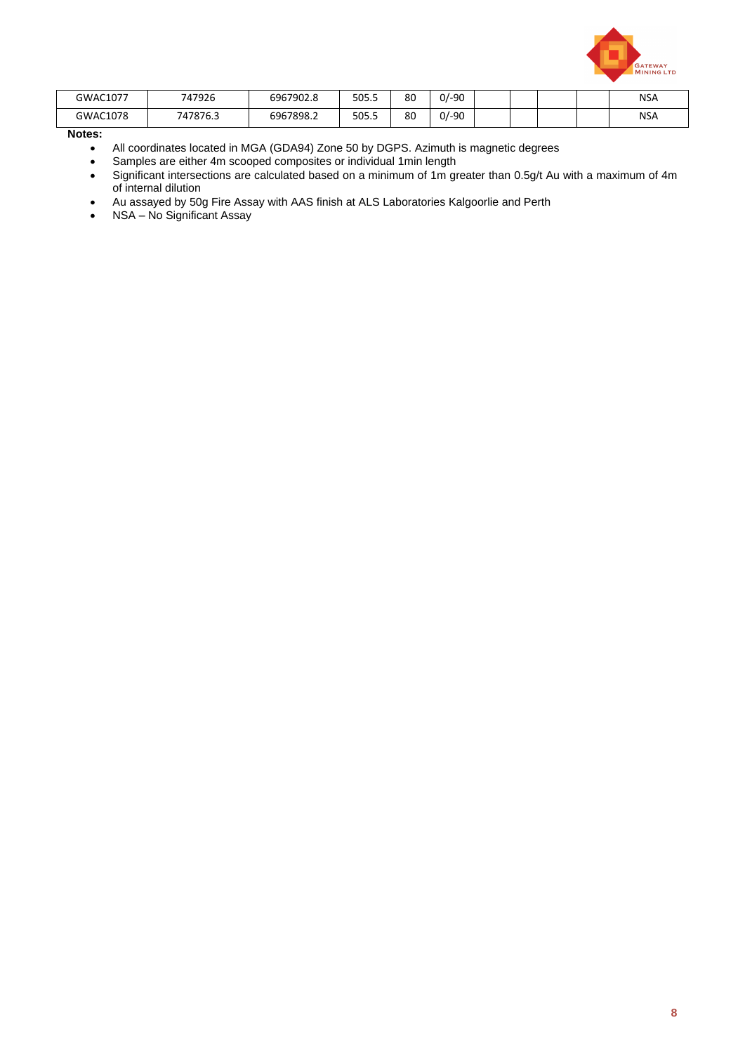| | | | | | | | | | | |
|---|---|---|---|---|---|---|---|---|---|---|
| GWAC1077 | 747926 | 6967902.8 | 505.5 | 80 | 0/-90 | | | | | NSA |
| GWAC1078 | 747876.3 | 6967898.2 | 505.5 | 80 | 0/-90 | | | | | NSA |

**Notes:**

- All coordinates located in MGA (GDA94) Zone 50 by DGPS. Azimuth is magnetic degrees
- Samples are either 4m scooped composites or individual 1min length
- Significant intersections are calculated based on a minimum of 1m greater than 0.5g/t Au with a maximum of 4m of internal dilution
- Au assayed by 50g Fire Assay with AAS finish at ALS Laboratories Kalgoorlie and Perth
- NSA – No Significant Assay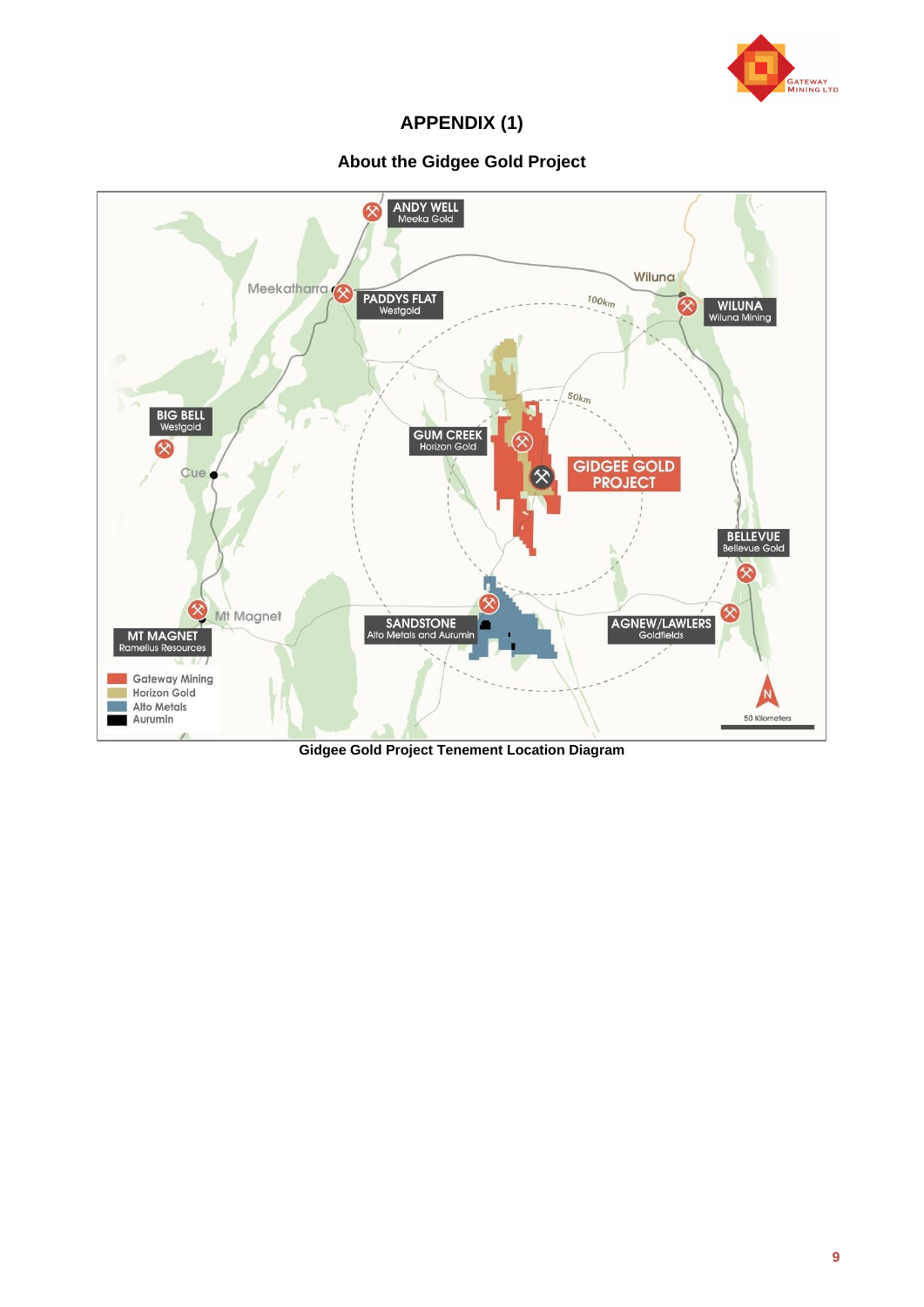# APPENDIX (1)

## About the Gidgee Gold Project

Gidgee Gold Project Tenement Location Diagram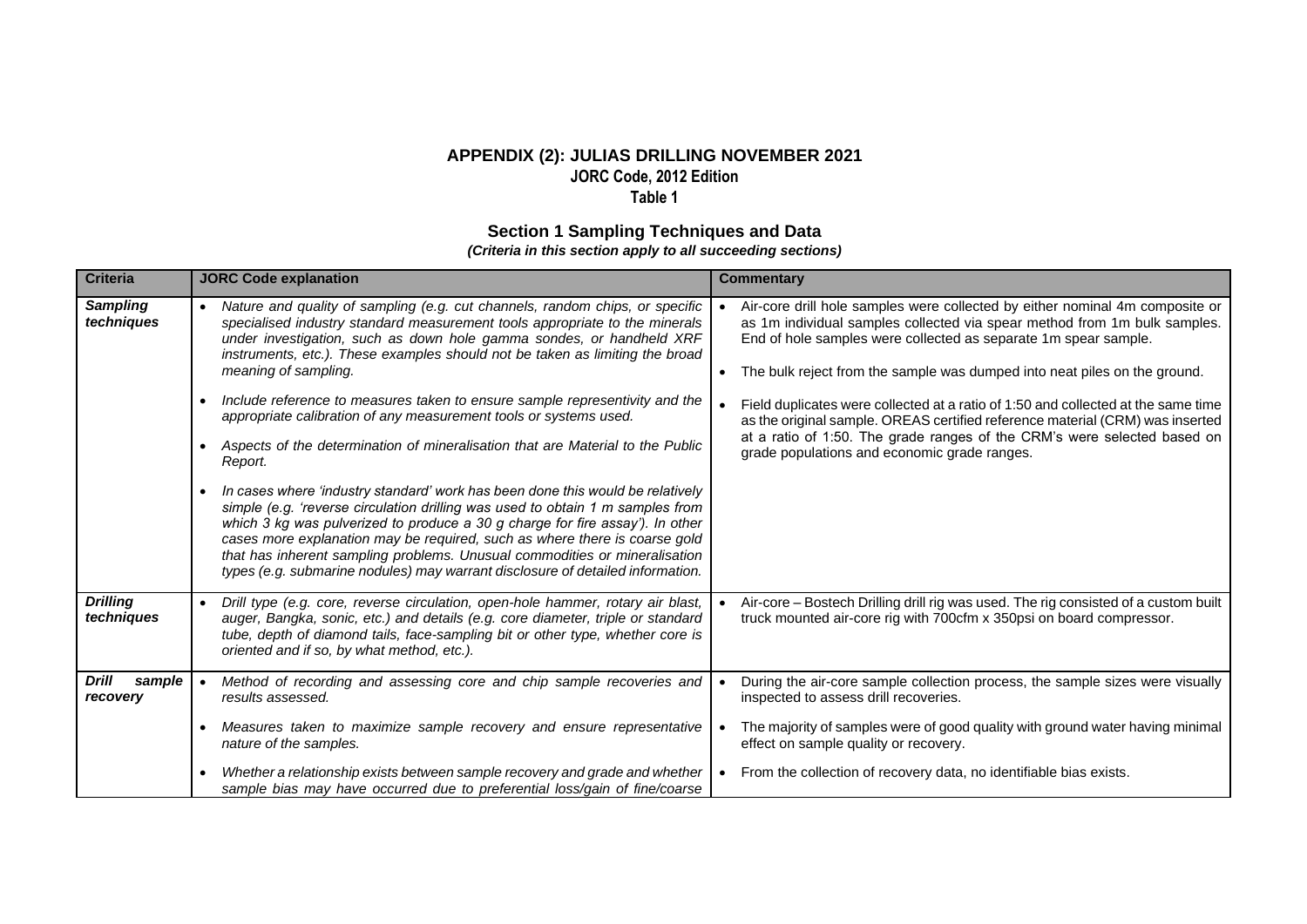# APPENDIX (2): JULIAS DRILLING NOVEMBER 2021

## JORC Code, 2012 Edition

### Table 1

## Section 1 Sampling Techniques and Data

***(Criteria in this section apply to all succeeding sections)***

| Criteria | JORC Code explanation | Commentary |
|---|---|---|
| ***Sampling techniques*** | • *Nature and quality of sampling (e.g. cut channels, random chips, or specific specialised industry standard measurement tools appropriate to the minerals under investigation, such as down hole gamma sondes, or handheld XRF instruments, etc.). These examples should not be taken as limiting the broad meaning of sampling.*<br>• *Include reference to measures taken to ensure sample representivity and the appropriate calibration of any measurement tools or systems used.*<br>• *Aspects of the determination of mineralisation that are Material to the Public Report.*<br>• *In cases where 'industry standard' work has been done this would be relatively simple (e.g. 'reverse circulation drilling was used to obtain 1 m samples from which 3 kg was pulverized to produce a 30 g charge for fire assay'). In other cases more explanation may be required, such as where there is coarse gold that has inherent sampling problems. Unusual commodities or mineralisation types (e.g. submarine nodules) may warrant disclosure of detailed information.* | • Air-core drill hole samples were collected by either nominal 4m composite or as 1m individual samples collected via spear method from 1m bulk samples. End of hole samples were collected as separate 1m spear sample.<br>• The bulk reject from the sample was dumped into neat piles on the ground.<br>• Field duplicates were collected at a ratio of 1:50 and collected at the same time as the original sample. OREAS certified reference material (CRM) was inserted at a ratio of 1:50. The grade ranges of the CRM's were selected based on grade populations and economic grade ranges. |
| ***Drilling techniques*** | • *Drill type (e.g. core, reverse circulation, open-hole hammer, rotary air blast, auger, Bangka, sonic, etc.) and details (e.g. core diameter, triple or standard tube, depth of diamond tails, face-sampling bit or other type, whether core is oriented and if so, by what method, etc.).* | • Air-core – Bostech Drilling drill rig was used. The rig consisted of a custom built truck mounted air-core rig with 700cfm x 350psi on board compressor. |
| ***Drill sample recovery*** | • *Method of recording and assessing core and chip sample recoveries and results assessed.*<br>• *Measures taken to maximize sample recovery and ensure representative nature of the samples.*<br>• *Whether a relationship exists between sample recovery and grade and whether sample bias may have occurred due to preferential loss/gain of fine/coarse* | • During the air-core sample collection process, the sample sizes were visually inspected to assess drill recoveries.<br>• The majority of samples were of good quality with ground water having minimal effect on sample quality or recovery.<br>• From the collection of recovery data, no identifiable bias exists. |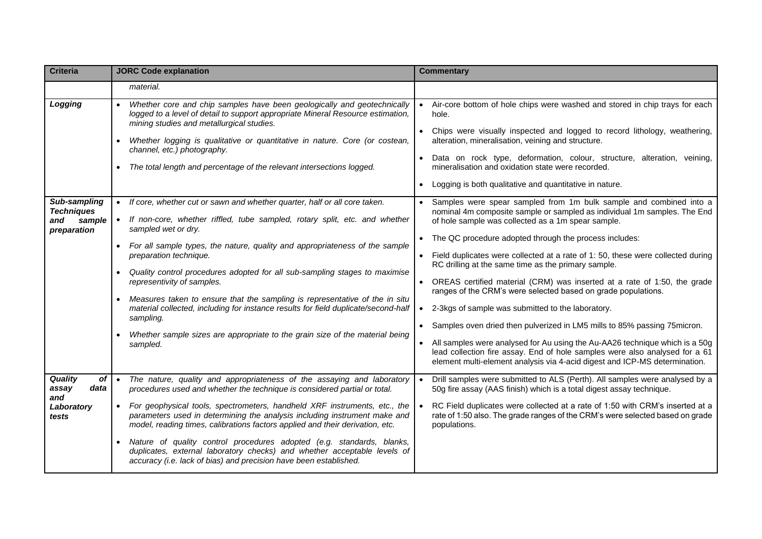| Criteria | JORC Code explanation | Commentary |
|---|---|---|
| | *material.* | |
| ***Logging*** | • *Whether core and chip samples have been geologically and geotechnically logged to a level of detail to support appropriate Mineral Resource estimation, mining studies and metallurgical studies.*<br>• *Whether logging is qualitative or quantitative in nature. Core (or costean, channel, etc.) photography.*<br>• *The total length and percentage of the relevant intersections logged.* | • Air-core bottom of hole chips were washed and stored in chip trays for each hole.<br>• Chips were visually inspected and logged to record lithology, weathering, alteration, mineralisation, veining and structure.<br>• Data on rock type, deformation, colour, structure, alteration, veining, mineralisation and oxidation state were recorded.<br>• Logging is both qualitative and quantitative in nature. |
| ***Sub-sampling Techniques and sample preparation*** | • *If core, whether cut or sawn and whether quarter, half or all core taken.*<br>• *If non-core, whether riffled, tube sampled, rotary split, etc. and whether sampled wet or dry.*<br>• *For all sample types, the nature, quality and appropriateness of the sample preparation technique.*<br>• *Quality control procedures adopted for all sub-sampling stages to maximise representivity of samples.*<br>• *Measures taken to ensure that the sampling is representative of the in situ material collected, including for instance results for field duplicate/second-half sampling.*<br>• *Whether sample sizes are appropriate to the grain size of the material being sampled.* | • Samples were spear sampled from 1m bulk sample and combined into a nominal 4m composite sample or sampled as individual 1m samples. The End of hole sample was collected as a 1m spear sample.<br>• The QC procedure adopted through the process includes:<br>• Field duplicates were collected at a rate of 1: 50, these were collected during RC drilling at the same time as the primary sample.<br>• OREAS certified material (CRM) was inserted at a rate of 1:50, the grade ranges of the CRM's were selected based on grade populations.<br>• 2-3kgs of sample was submitted to the laboratory.<br>• Samples oven dried then pulverized in LM5 mills to 85% passing 75micron.<br>• All samples were analysed for Au using the Au-AA26 technique which is a 50g lead collection fire assay. End of hole samples were also analysed for a 61 element multi-element analysis via 4-acid digest and ICP-MS determination. |
| ***Quality of assay data and Laboratory tests*** | • *The nature, quality and appropriateness of the assaying and laboratory procedures used and whether the technique is considered partial or total.*<br>• *For geophysical tools, spectrometers, handheld XRF instruments, etc., the parameters used in determining the analysis including instrument make and model, reading times, calibrations factors applied and their derivation, etc.*<br>• *Nature of quality control procedures adopted (e.g. standards, blanks, duplicates, external laboratory checks) and whether acceptable levels of accuracy (i.e. lack of bias) and precision have been established.* | • Drill samples were submitted to ALS (Perth). All samples were analysed by a 50g fire assay (AAS finish) which is a total digest assay technique.<br>• RC Field duplicates were collected at a rate of 1:50 with CRM's inserted at a rate of 1:50 also. The grade ranges of the CRM's were selected based on grade populations. |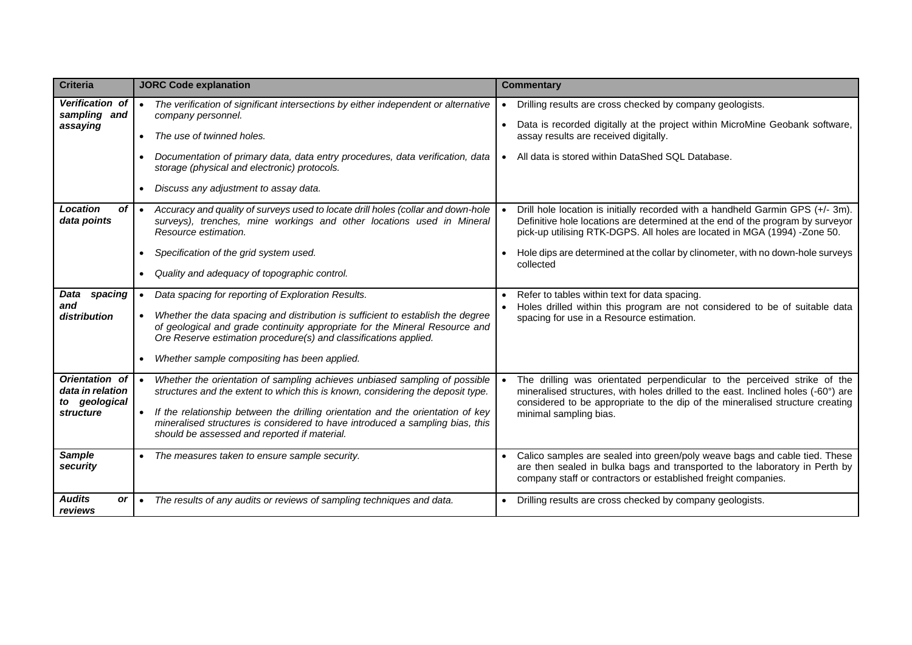| Criteria | JORC Code explanation | Commentary |
|---|---|---|
| ***Verification of sampling and assaying*** | • *The verification of significant intersections by either independent or alternative company personnel.*<br>• *The use of twinned holes.*<br>• *Documentation of primary data, data entry procedures, data verification, data storage (physical and electronic) protocols.*<br>• *Discuss any adjustment to assay data.* | • Drilling results are cross checked by company geologists.<br>• Data is recorded digitally at the project within MicroMine Geobank software, assay results are received digitally.<br>• All data is stored within DataShed SQL Database. |
| ***Location of data points*** | • *Accuracy and quality of surveys used to locate drill holes (collar and down-hole surveys), trenches, mine workings and other locations used in Mineral Resource estimation.*<br>• *Specification of the grid system used.*<br>• *Quality and adequacy of topographic control.* | • Drill hole location is initially recorded with a handheld Garmin GPS (+/- 3m). Definitive hole locations are determined at the end of the program by surveyor pick-up utilising RTK-DGPS. All holes are located in MGA (1994) -Zone 50.<br>• Hole dips are determined at the collar by clinometer, with no down-hole surveys collected |
| ***Data spacing and distribution*** | • *Data spacing for reporting of Exploration Results.*<br>• *Whether the data spacing and distribution is sufficient to establish the degree of geological and grade continuity appropriate for the Mineral Resource and Ore Reserve estimation procedure(s) and classifications applied.*<br>• *Whether sample compositing has been applied.* | • Refer to tables within text for data spacing.<br>• Holes drilled within this program are not considered to be of suitable data spacing for use in a Resource estimation. |
| ***Orientation of data in relation to geological structure*** | • *Whether the orientation of sampling achieves unbiased sampling of possible structures and the extent to which this is known, considering the deposit type.*<br>• *If the relationship between the drilling orientation and the orientation of key mineralised structures is considered to have introduced a sampling bias, this should be assessed and reported if material.* | • The drilling was orientated perpendicular to the perceived strike of the mineralised structures, with holes drilled to the east. Inclined holes (-60°) are considered to be appropriate to the dip of the mineralised structure creating minimal sampling bias. |
| ***Sample security*** | • *The measures taken to ensure sample security.* | • Calico samples are sealed into green/poly weave bags and cable tied. These are then sealed in bulka bags and transported to the laboratory in Perth by company staff or contractors or established freight companies. |
| ***Audits or reviews*** | • *The results of any audits or reviews of sampling techniques and data.* | • Drilling results are cross checked by company geologists. |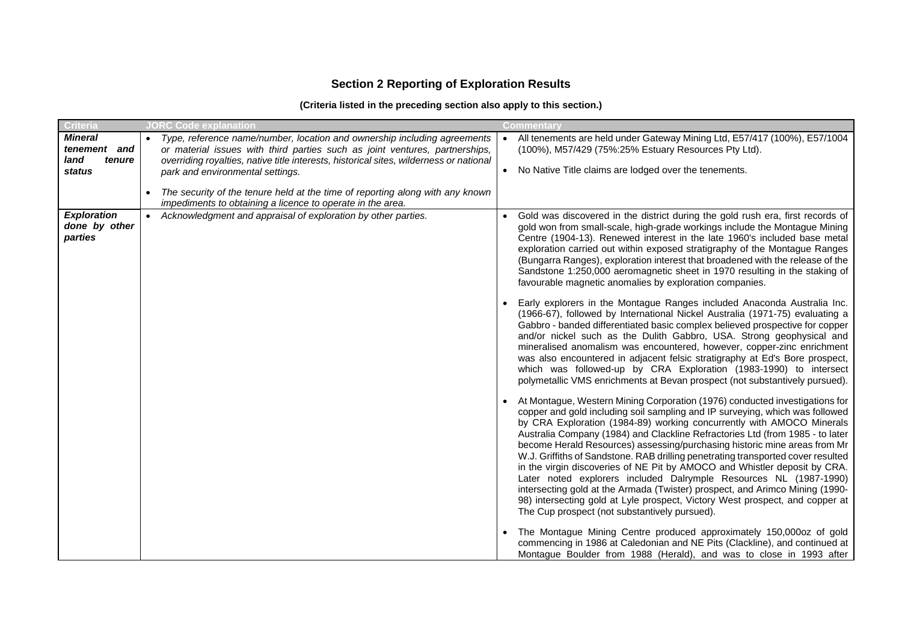## Section 2 Reporting of Exploration Results

**(Criteria listed in the preceding section also apply to this section.)**

| Criteria | JORC Code explanation | Commentary |
|---|---|---|
| ***Mineral tenement and land tenure status*** | • *Type, reference name/number, location and ownership including agreements or material issues with third parties such as joint ventures, partnerships, overriding royalties, native title interests, historical sites, wilderness or national park and environmental settings.*<br><br>• *The security of the tenure held at the time of reporting along with any known impediments to obtaining a licence to operate in the area.* | • All tenements are held under Gateway Mining Ltd, E57/417 (100%), E57/1004 (100%), M57/429 (75%:25% Estuary Resources Pty Ltd).<br><br>• No Native Title claims are lodged over the tenements. |
| ***Exploration done by other parties*** | • *Acknowledgment and appraisal of exploration by other parties.* | • Gold was discovered in the district during the gold rush era, first records of gold won from small-scale, high-grade workings include the Montague Mining Centre (1904-13). Renewed interest in the late 1960's included base metal exploration carried out within exposed stratigraphy of the Montague Ranges (Bungarra Ranges), exploration interest that broadened with the release of the Sandstone 1:250,000 aeromagnetic sheet in 1970 resulting in the staking of favourable magnetic anomalies by exploration companies.<br><br>• Early explorers in the Montague Ranges included Anaconda Australia Inc. (1966-67), followed by International Nickel Australia (1971-75) evaluating a Gabbro - banded differentiated basic complex believed prospective for copper and/or nickel such as the Dulith Gabbro, USA. Strong geophysical and mineralised anomalism was encountered, however, copper-zinc enrichment was also encountered in adjacent felsic stratigraphy at Ed's Bore prospect, which was followed-up by CRA Exploration (1983-1990) to intersect polymetallic VMS enrichments at Bevan prospect (not substantively pursued).<br><br>• At Montague, Western Mining Corporation (1976) conducted investigations for copper and gold including soil sampling and IP surveying, which was followed by CRA Exploration (1984-89) working concurrently with AMOCO Minerals Australia Company (1984) and Clackline Refractories Ltd (from 1985 - to later become Herald Resources) assessing/purchasing historic mine areas from Mr W.J. Griffiths of Sandstone. RAB drilling penetrating transported cover resulted in the virgin discoveries of NE Pit by AMOCO and Whistler deposit by CRA. Later noted explorers included Dalrymple Resources NL (1987-1990) intersecting gold at the Armada (Twister) prospect, and Arimco Mining (1990-98) intersecting gold at Lyle prospect, Victory West prospect, and copper at The Cup prospect (not substantively pursued).<br><br>• The Montague Mining Centre produced approximately 150,000oz of gold commencing in 1986 at Caledonian and NE Pits (Clackline), and continued at Montague Boulder from 1988 (Herald), and was to close in 1993 after |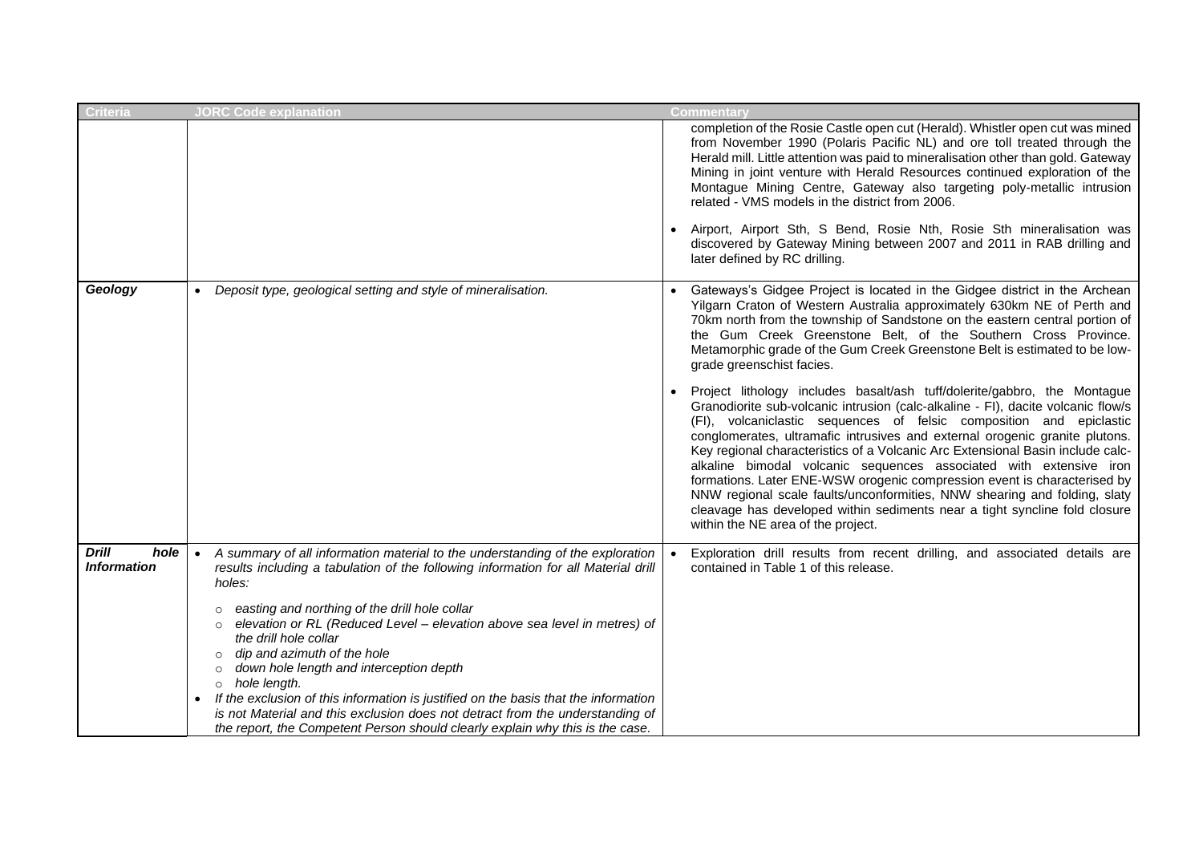| Criteria | JORC Code explanation | Commentary |
|---|---|---|
| | | completion of the Rosie Castle open cut (Herald). Whistler open cut was mined from November 1990 (Polaris Pacific NL) and ore toll treated through the Herald mill. Little attention was paid to mineralisation other than gold. Gateway Mining in joint venture with Herald Resources continued exploration of the Montague Mining Centre, Gateway also targeting poly-metallic intrusion related - VMS models in the district from 2006.<br><br>• Airport, Airport Sth, S Bend, Rosie Nth, Rosie Sth mineralisation was discovered by Gateway Mining between 2007 and 2011 in RAB drilling and later defined by RC drilling. |
| ***Geology*** | • *Deposit type, geological setting and style of mineralisation.* | • Gateways's Gidgee Project is located in the Gidgee district in the Archean Yilgarn Craton of Western Australia approximately 630km NE of Perth and 70km north from the township of Sandstone on the eastern central portion of the Gum Creek Greenstone Belt, of the Southern Cross Province. Metamorphic grade of the Gum Creek Greenstone Belt is estimated to be low-grade greenschist facies.<br><br>• Project lithology includes basalt/ash tuff/dolerite/gabbro, the Montague Granodiorite sub-volcanic intrusion (calc-alkaline - FI), dacite volcanic flow/s (FI), volcaniclastic sequences of felsic composition and epiclastic conglomerates, ultramafic intrusives and external orogenic granite plutons. Key regional characteristics of a Volcanic Arc Extensional Basin include calc-alkaline bimodal volcanic sequences associated with extensive iron formations. Later ENE-WSW orogenic compression event is characterised by NNW regional scale faults/unconformities, NNW shearing and folding, slaty cleavage has developed within sediments near a tight syncline fold closure within the NE area of the project. |
| ***Drill hole Information*** | • *A summary of all information material to the understanding of the exploration results including a tabulation of the following information for all Material drill holes:*<br>  ○ *easting and northing of the drill hole collar*<br>  ○ *elevation or RL (Reduced Level – elevation above sea level in metres) of the drill hole collar*<br>  ○ *dip and azimuth of the hole*<br>  ○ *down hole length and interception depth*<br>  ○ *hole length.*<br>• *If the exclusion of this information is justified on the basis that the information is not Material and this exclusion does not detract from the understanding of the report, the Competent Person should clearly explain why this is the case.* | • Exploration drill results from recent drilling, and associated details are contained in Table 1 of this release. |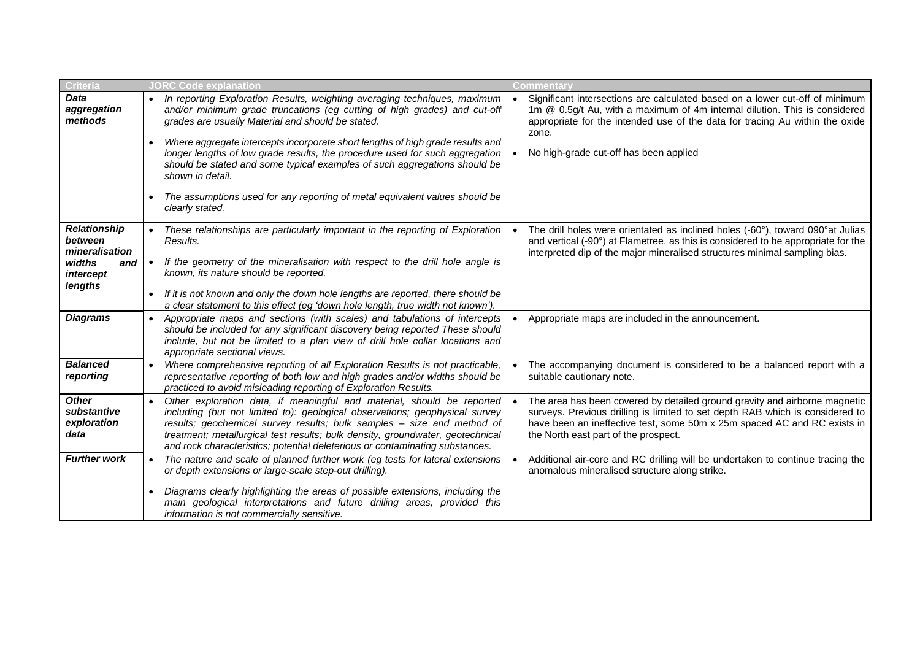| Criteria | JORC Code explanation | Commentary |
|---|---|---|
| ***Data aggregation methods*** | • *In reporting Exploration Results, weighting averaging techniques, maximum and/or minimum grade truncations (eg cutting of high grades) and cut-off grades are usually Material and should be stated.*<br>• *Where aggregate intercepts incorporate short lengths of high grade results and longer lengths of low grade results, the procedure used for such aggregation should be stated and some typical examples of such aggregations should be shown in detail.*<br>• *The assumptions used for any reporting of metal equivalent values should be clearly stated.* | • Significant intersections are calculated based on a lower cut-off of minimum 1m @ 0.5g/t Au, with a maximum of 4m internal dilution. This is considered appropriate for the intended use of the data for tracing Au within the oxide zone.<br>• No high-grade cut-off has been applied |
| ***Relationship between mineralisation widths and intercept lengths*** | • *These relationships are particularly important in the reporting of Exploration Results.*<br>• *If the geometry of the mineralisation with respect to the drill hole angle is known, its nature should be reported.*<br>• *If it is not known and only the down hole lengths are reported, there should be a clear statement to this effect (eg 'down hole length, true width not known').* | • The drill holes were orientated as inclined holes (-60°), toward 090°at Julias and vertical (-90°) at Flametree, as this is considered to be appropriate for the interpreted dip of the major mineralised structures minimal sampling bias. |
| ***Diagrams*** | • *Appropriate maps and sections (with scales) and tabulations of intercepts should be included for any significant discovery being reported These should include, but not be limited to a plan view of drill hole collar locations and appropriate sectional views.* | • Appropriate maps are included in the announcement. |
| ***Balanced reporting*** | • *Where comprehensive reporting of all Exploration Results is not practicable, representative reporting of both low and high grades and/or widths should be practiced to avoid misleading reporting of Exploration Results.* | • The accompanying document is considered to be a balanced report with a suitable cautionary note. |
| ***Other substantive exploration data*** | • *Other exploration data, if meaningful and material, should be reported including (but not limited to): geological observations; geophysical survey results; geochemical survey results; bulk samples – size and method of treatment; metallurgical test results; bulk density, groundwater, geotechnical and rock characteristics; potential deleterious or contaminating substances.* | • The area has been covered by detailed ground gravity and airborne magnetic surveys. Previous drilling is limited to set depth RAB which is considered to have been an ineffective test, some 50m x 25m spaced AC and RC exists in the North east part of the prospect. |
| ***Further work*** | • *The nature and scale of planned further work (eg tests for lateral extensions or depth extensions or large-scale step-out drilling).*<br>• *Diagrams clearly highlighting the areas of possible extensions, including the main geological interpretations and future drilling areas, provided this information is not commercially sensitive.* | • Additional air-core and RC drilling will be undertaken to continue tracing the anomalous mineralised structure along strike. |